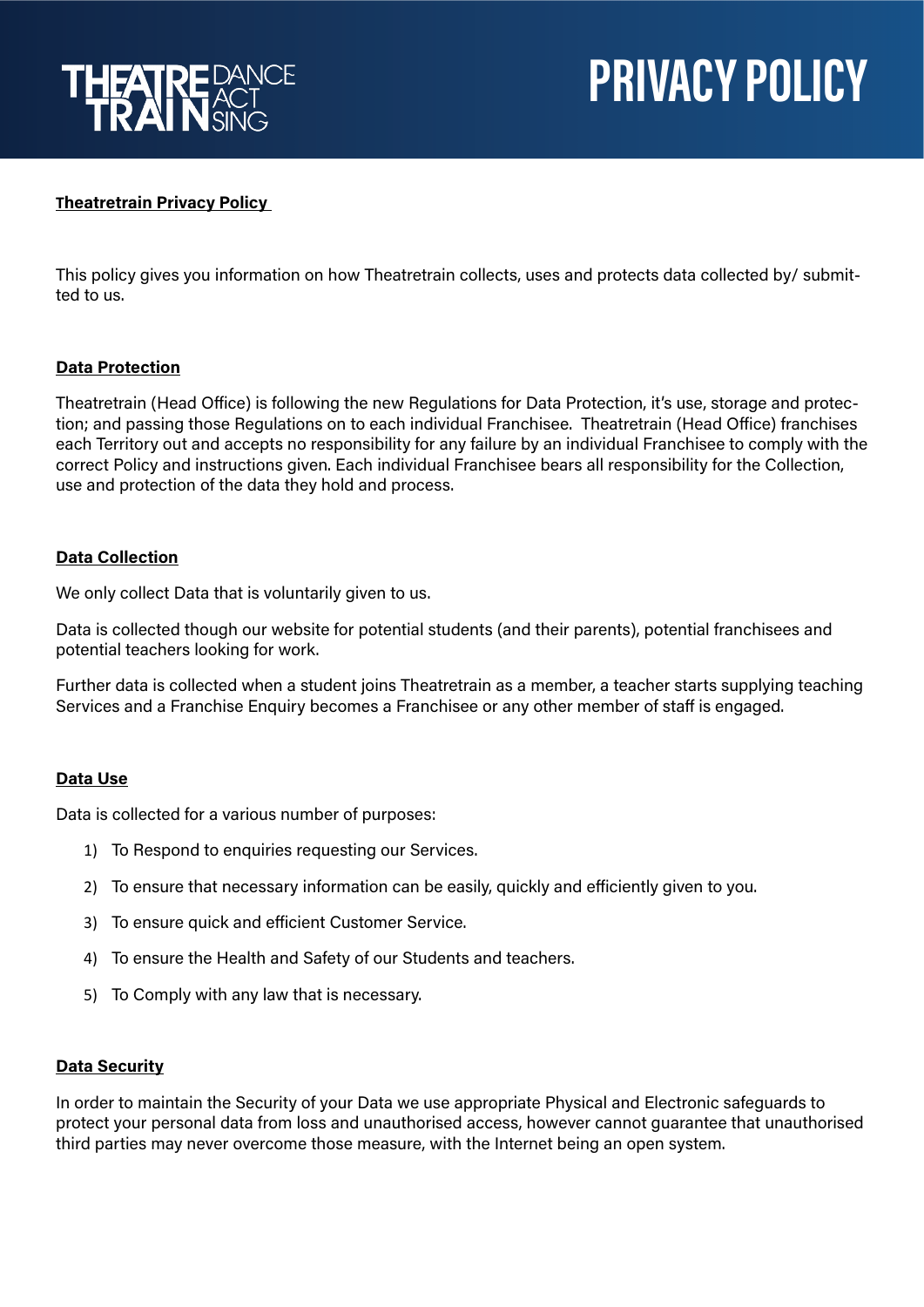# PRIVACY POLICY

**Theatretrain Privacy Policy**

This policy gives you information on how Theatretrain collects, uses and protects data collected by/ submitted to us.

## Data Protection

Theatretrain (Head Office) is following the new Regulations for Data Protection, it's use, storage and protection; and passing those Regulations on to each individual Franchisee. Theatretrain (Head Office) franchises each Territory out and accepts no responsibility for any failure by an individual Franchisee to comply with the correct Policy and instructions given. Each individual Franchisee bears all responsibility for the Collection, use and protection of the data they hold and process.

## Data Collection

We only collect Data that is voluntarily given to us.

Data is collected though our website for potential students (and their parents), potential franchisees and potential teachers looking for work.

Further data is collected when a student joins Theatretrain as a member, a teacher starts supplying teaching Services and a Franchise Enquiry becomes a Franchisee or any other member of staff is engaged.

## Data Use

Data is collected for a various number of purposes:

1) To Respond to enquiries requesting our Services.
2) To ensure that necessary information can be easily, quickly and efficiently given to you.
3) To ensure quick and efficient Customer Service.
4) To ensure the Health and Safety of our Students and teachers.
5) To Comply with any law that is necessary.

## Data Security

In order to maintain the Security of your Data we use appropriate Physical and Electronic safeguards to protect your personal data from loss and unauthorised access, however cannot guarantee that unauthorised third parties may never overcome those measure, with the Internet being an open system.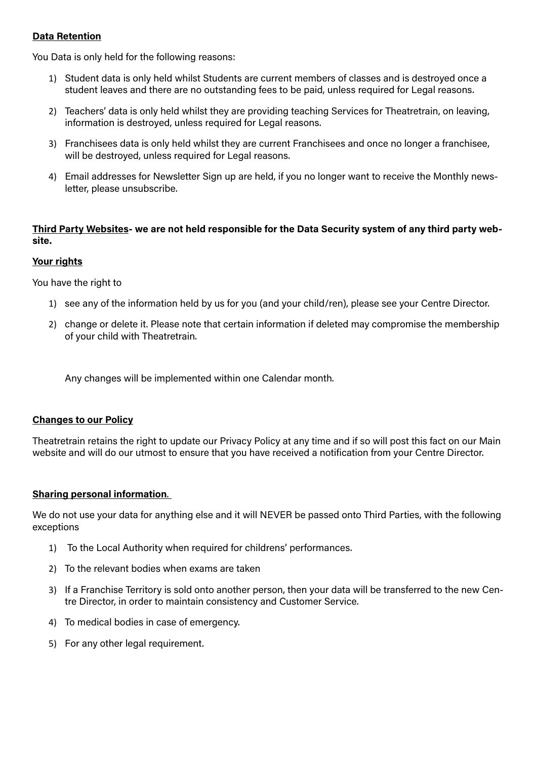**Data Retention**

You Data is only held for the following reasons:

1) Student data is only held whilst Students are current members of classes and is destroyed once a student leaves and there are no outstanding fees to be paid, unless required for Legal reasons.
2) Teachers' data is only held whilst they are providing teaching Services for Theatretrain, on leaving, information is destroyed, unless required for Legal reasons.
3) Franchisees data is only held whilst they are current Franchisees and once no longer a franchisee, will be destroyed, unless required for Legal reasons.
4) Email addresses for Newsletter Sign up are held, if you no longer want to receive the Monthly newsletter, please unsubscribe.

**Third Party Websites- we are not held responsible for the Data Security system of any third party website.**

**Your rights**

You have the right to

1) see any of the information held by us for you (and your child/ren), please see your Centre Director.
2) change or delete it. Please note that certain information if deleted may compromise the membership of your child with Theatretrain.

Any changes will be implemented within one Calendar month.

**Changes to our Policy**

Theatretrain retains the right to update our Privacy Policy at any time and if so will post this fact on our Main website and will do our utmost to ensure that you have received a notification from your Centre Director.

**Sharing personal information.**

We do not use your data for anything else and it will NEVER be passed onto Third Parties, with the following exceptions

1) To the Local Authority when required for childrens' performances.
2) To the relevant bodies when exams are taken
3) If a Franchise Territory is sold onto another person, then your data will be transferred to the new Centre Director, in order to maintain consistency and Customer Service.
4) To medical bodies in case of emergency.
5) For any other legal requirement.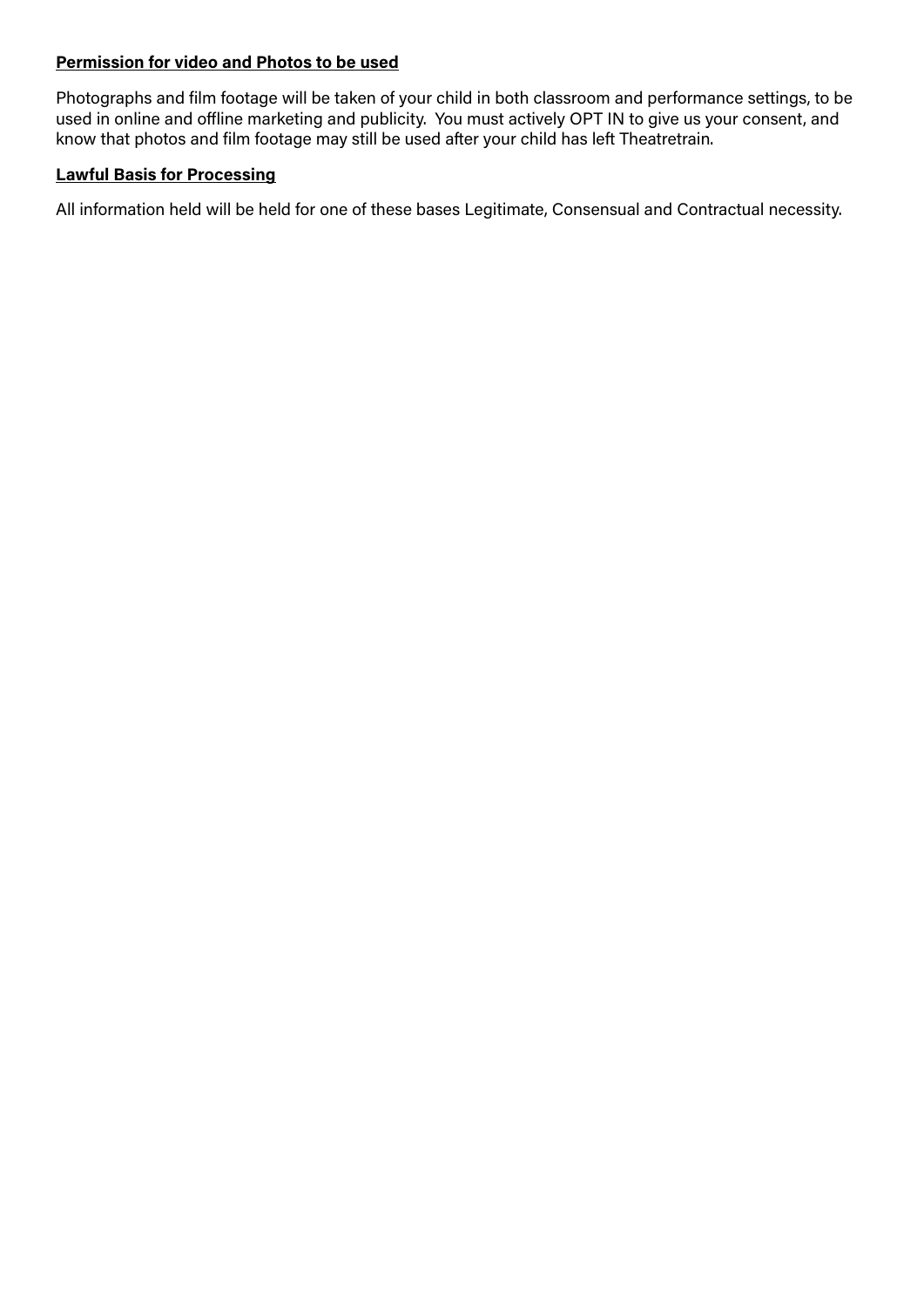**Permission for video and Photos to be used**

Photographs and film footage will be taken of your child in both classroom and performance settings, to be used in online and offline marketing and publicity.  You must actively OPT IN to give us your consent, and know that photos and film footage may still be used after your child has left Theatretrain.

**Lawful Basis for Processing**

All information held will be held for one of these bases Legitimate, Consensual and Contractual necessity.